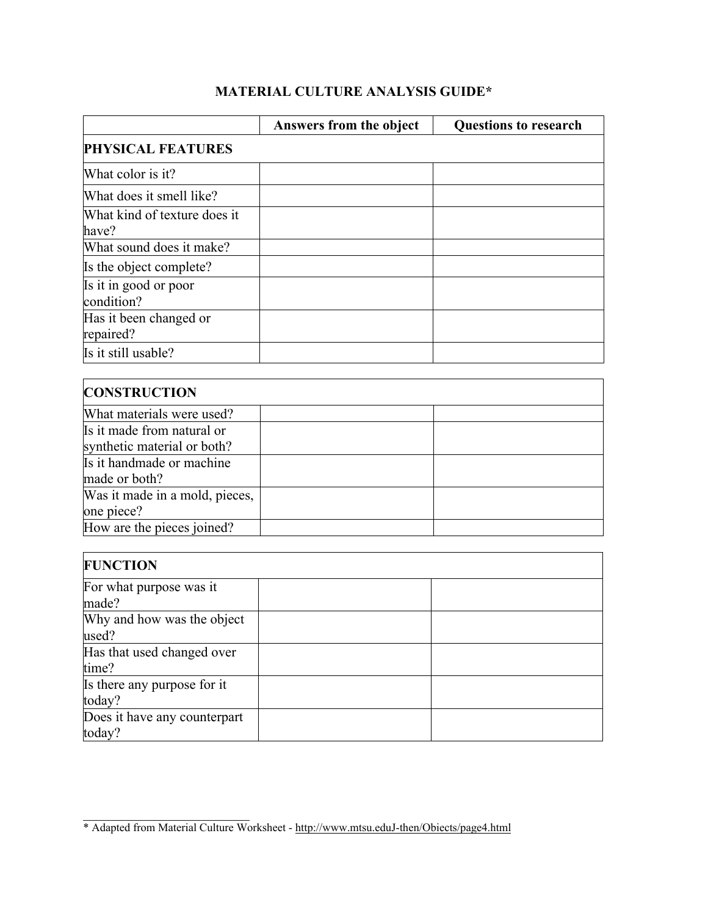# MATERIAL CULTURE ANALYSIS GUIDE*

| | Answers from the object | Questions to research |
|---|---|---|
| **PHYSICAL FEATURES** | | |
| What color is it? | | |
| What does it smell like? | | |
| What kind of texture does it have? | | |
| What sound does it make? | | |
| Is the object complete? | | |
| Is it in good or poor condition? | | |
| Has it been changed or repaired? | | |
| Is it still usable? | | |

| | | |
|---|---|---|
| **CONSTRUCTION** | | |
| What materials were used? | | |
| Is it made from natural or synthetic material or both? | | |
| Is it handmade or machine made or both? | | |
| Was it made in a mold, pieces, one piece? | | |
| How are the pieces joined? | | |

| | | |
|---|---|---|
| **FUNCTION** | | |
| For what purpose was it made? | | |
| Why and how was the object used? | | |
| Has that used changed over time? | | |
| Is there any purpose for it today? | | |
| Does it have any counterpart today? | | |

* Adapted from Material Culture Worksheet - http://www.mtsu.eduJ-then/Obiects/page4.html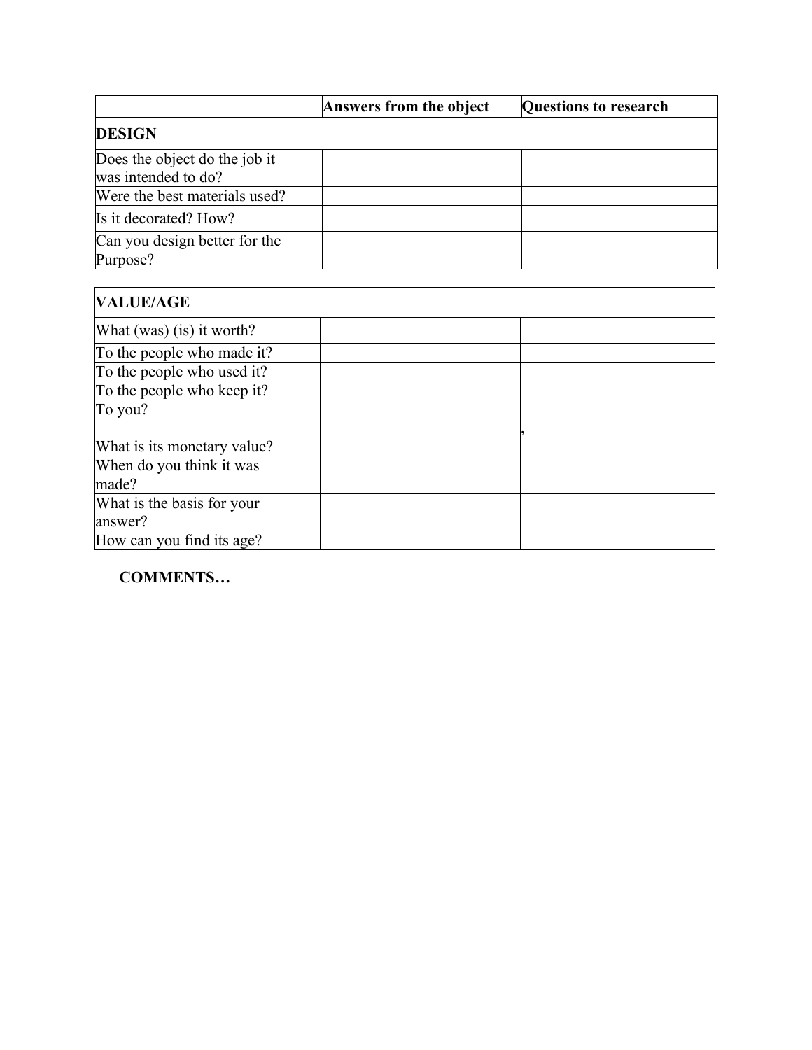| | Answers from the object | Questions to research |
|---|---|---|
| **DESIGN** | | |
| Does the object do the job it was intended to do? | | |
| Were the best materials used? | | |
| Is it decorated? How? | | |
| Can you design better for the Purpose? | | |

| | | |
|---|---|---|
| **VALUE/AGE** | | |
| What (was) (is) it worth? | | |
| To the people who made it? | | |
| To the people who used it? | | |
| To the people who keep it? | | |
| To you? | | , |
| What is its monetary value? | | |
| When do you think it was made? | | |
| What is the basis for your answer? | | |
| How can you find its age? | | |

**COMMENTS…**